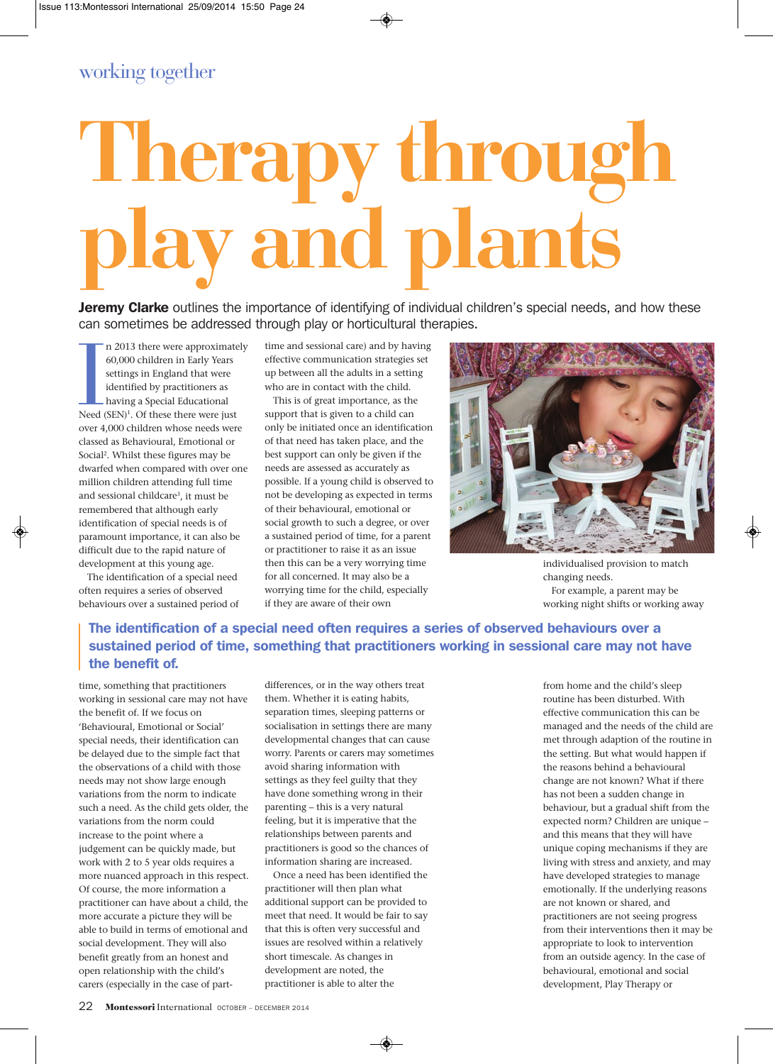working together

# Therapy through play and plants

**Jeremy Clarke** outlines the importance of identifying of individual children's special needs, and how these can sometimes be addressed through play or horticultural therapies.

In 2013 there were approximately 60,000 children in Early Years settings in England that were identified by practitioners as having a Special Educational Need (SEN)[1]. Of these there were just over 4,000 children whose needs were classed as Behavioural, Emotional or Social[2]. Whilst these figures may be dwarfed when compared with over one million children attending full time and sessional childcare[3], it must be remembered that although early identification of special needs is of paramount importance, it can also be difficult due to the rapid nature of development at this young age.

The identification of a special need often requires a series of observed behaviours over a sustained period of time, something that practitioners working in sessional care may not have the benefit of. If we focus on 'Behavioural, Emotional or Social' special needs, their identification can be delayed due to the simple fact that the observations of a child with those needs may not show large enough variations from the norm to indicate such a need. As the child gets older, the variations from the norm could increase to the point where a judgement can be quickly made, but work with 2 to 5 year olds requires a more nuanced approach in this respect. Of course, the more information a practitioner can have about a child, the more accurate a picture they will be able to build in terms of emotional and social development. They will also benefit greatly from an honest and open relationship with the child's carers (especially in the case of part-time and sessional care) and by having effective communication strategies set up between all the adults in a setting who are in contact with the child.

This is of great importance, as the support that is given to a child can only be initiated once an identification of that need has taken place, and the best support can only be given if the needs are assessed as accurately as possible. If a young child is observed to not be developing as expected in terms of their behavioural, emotional or social growth to such a degree, or over a sustained period of time, for a parent or practitioner to raise it as an issue then this can be a very worrying time for all concerned. It may also be a worrying time for the child, especially if they are aware of their own differences, or in the way others treat them. Whether it is eating habits, separation times, sleeping patterns or socialisation in settings there are many developmental changes that can cause worry. Parents or carers may sometimes avoid sharing information with settings as they feel guilty that they have done something wrong in their parenting – this is a very natural feeling, but it is imperative that the relationships between parents and practitioners is good so the chances of information sharing are increased.

> **The identification of a special need often requires a series of observed behaviours over a sustained period of time, something that practitioners working in sessional care may not have the benefit of.**

Once a need has been identified the practitioner will then plan what additional support can be provided to meet that need. It would be fair to say that this is often very successful and issues are resolved within a relatively short timescale. As changes in development are noted, the practitioner is able to alter the individualised provision to match changing needs.

For example, a parent may be working night shifts or working away from home and the child's sleep routine has been disturbed. With effective communication this can be managed and the needs of the child are met through adaption of the routine in the setting. But what would happen if the reasons behind a behavioural change are not known? What if there has not been a sudden change in behaviour, but a gradual shift from the expected norm? Children are unique – and this means that they will have unique coping mechanisms if they are living with stress and anxiety, and may have developed strategies to manage emotionally. If the underlying reasons are not known or shared, and practitioners are not seeing progress from their interventions then it may be appropriate to look to intervention from an outside agency. In the case of behavioural, emotional and social development, Play Therapy or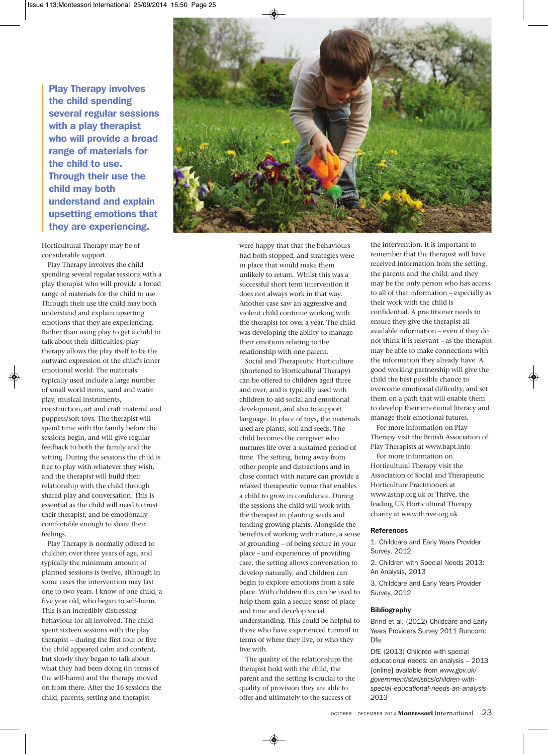> **Play Therapy involves the child spending several regular sessions with a play therapist who will provide a broad range of materials for the child to use. Through their use the child may both understand and explain upsetting emotions that they are experiencing.**

Horticultural Therapy may be of considerable support.

Play Therapy involves the child spending several regular sessions with a play therapist who will provide a broad range of materials for the child to use. Through their use the child may both understand and explain upsetting emotions that they are experiencing. Rather than using play to get a child to talk about their difficulties, play therapy allows the play itself to be the outward expression of the child's inner emotional world. The materials typically used include a large number of small world items, sand and water play, musical instruments, construction, art and craft material and puppets/soft toys. The therapist will spend time with the family before the sessions begin, and will give regular feedback to both the family and the setting. During the sessions the child is free to play with whatever they wish, and the therapist will build their relationship with the child through shared play and conversation. This is essential as the child will need to trust their therapist, and be emotionally comfortable enough to share their feelings.

Play Therapy is normally offered to children over three years of age, and typically the minimum amount of planned sessions is twelve, although in some cases the intervention may last one to two years. I know of one child, a five year old, who began to self-harm. This is an incredibly distressing behaviour for all involved. The child spent sixteen sessions with the play therapist – during the first four or five the child appeared calm and content, but slowly they began to talk about what they had been doing (in terms of the self-harm) and the therapy moved on from there. After the 16 sessions the child, parents, setting and therapist were happy that that the behaviours had both stopped, and strategies were in place that would make them unlikely to return. Whilst this was a successful short term intervention it does not always work in that way. Another case saw an aggressive and violent child continue working with the therapist for over a year. The child was developing the ability to manage their emotions relating to the relationship with one parent.

Social and Therapeutic Horticulture (shortened to Horticultural Therapy) can be offered to children aged three and over, and is typically used with children to aid social and emotional development, and also to support language. In place of toys, the materials used are plants, soil and seeds. The child becomes the caregiver who nurtures life over a sustained period of time. The setting, being away from other people and distractions and in close contact with nature can provide a relaxed therapeutic venue that enables a child to grow in confidence. During the sessions the child will work with the therapist in planting seeds and tending growing plants. Alongside the benefits of working with nature, a sense of grounding – of being secure in your place – and experiences of providing care, the setting allows conversation to develop naturally, and children can begin to explore emotions from a safe place. With children this can be used to help them gain a secure sense of place and time and develop social understanding. This could be helpful to those who have experienced turmoil in terms of where they live, or who they live with.

The quality of the relationships the therapist hold with the child, the parent and the setting is crucial to the quality of provision they are able to offer and ultimately to the success of the intervention. It is important to remember that the therapist will have received information from the setting, the parents and the child, and they may be the only person who has access to all of that information – especially as their work with the child is confidential. A practitioner needs to ensure they give the therapist all available information – even if they do not think it is relevant – as the therapist may be able to make connections with the information they already have. A good working partnership will give the child the best possible chance to overcome emotional difficulty, and set them on a path that will enable them to develop their emotional literacy and manage their emotional futures.

For more information on Play Therapy visit the British Association of Play Therapists at www.bapt.info

For more information on Horticultural Therapy visit the Association of Social and Therapeutic Horticulture Practitioners at www.asthp.org.uk or Thrive, the leading UK Horticultural Therapy charity at www.thrive.org.uk

### References

1. Childcare and Early Years Provider Survey, 2012
2. Children with Special Needs 2013: An Analysis, 2013
3. Childcare and Early Years Provider Survey, 2012

### Bibliography

Brind et al. (2012) Childcare and Early Years Providers Survey 2011 Runcorn: Dfe

DfE (2013) Children with special educational needs: an analysis – 2013 [online] available from *www.gov.uk/government/statistics/children-with-special-educational-needs-an-analysis-2013*